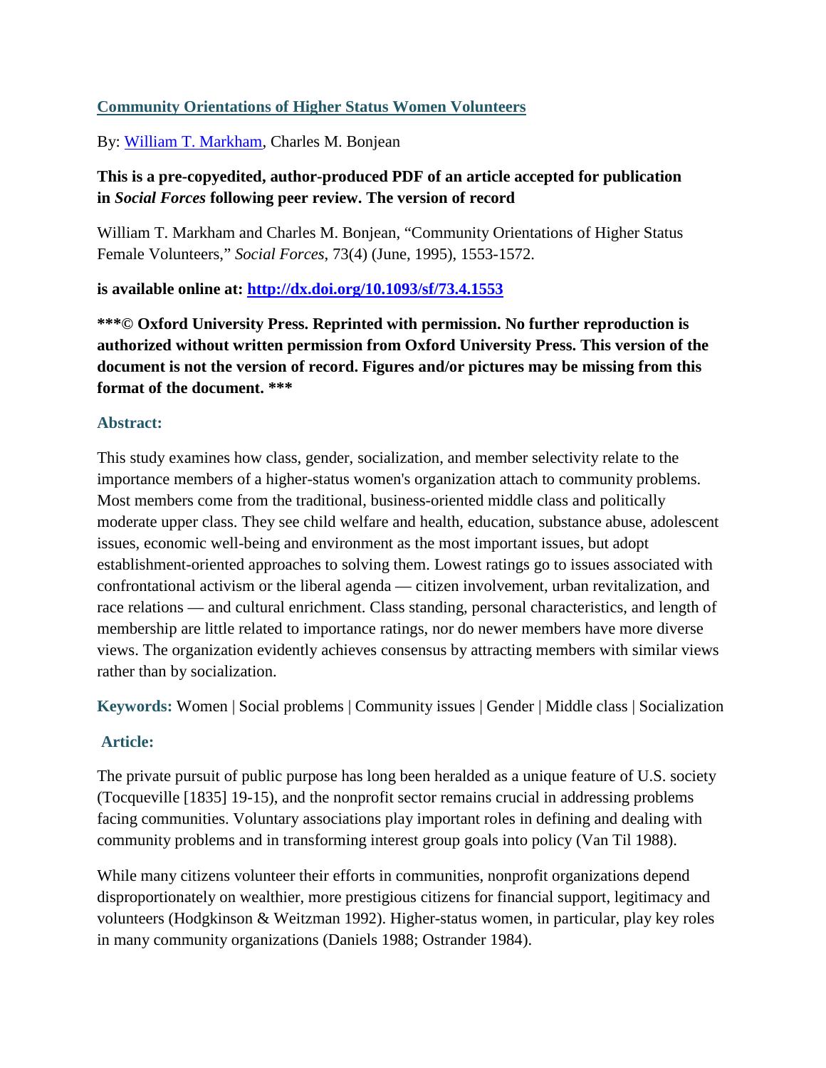# [Community Orientations of Higher Status Women Volunteers](#)

By: [William T. Markham](#), Charles M. Bonjean

**This is a pre-copyedited, author-produced PDF of an article accepted for publication in *Social Forces* following peer review. The version of record**

William T. Markham and Charles M. Bonjean, "Community Orientations of Higher Status Female Volunteers," *Social Forces*, 73(4) (June, 1995), 1553-1572.

**is available online at: [http://dx.doi.org/10.1093/sf/73.4.1553](http://dx.doi.org/10.1093/sf/73.4.1553)**

**\*\*\*© Oxford University Press. Reprinted with permission. No further reproduction is authorized without written permission from Oxford University Press. This version of the document is not the version of record. Figures and/or pictures may be missing from this format of the document. \*\*\***

### Abstract:

This study examines how class, gender, socialization, and member selectivity relate to the importance members of a higher-status women's organization attach to community problems. Most members come from the traditional, business-oriented middle class and politically moderate upper class. They see child welfare and health, education, substance abuse, adolescent issues, economic well-being and environment as the most important issues, but adopt establishment-oriented approaches to solving them. Lowest ratings go to issues associated with confrontational activism or the liberal agenda — citizen involvement, urban revitalization, and race relations — and cultural enrichment. Class standing, personal characteristics, and length of membership are little related to importance ratings, nor do newer members have more diverse views. The organization evidently achieves consensus by attracting members with similar views rather than by socialization.

**Keywords:** Women | Social problems | Community issues | Gender | Middle class | Socialization

### Article:

The private pursuit of public purpose has long been heralded as a unique feature of U.S. society (Tocqueville [1835] 19-15), and the nonprofit sector remains crucial in addressing problems facing communities. Voluntary associations play important roles in defining and dealing with community problems and in transforming interest group goals into policy (Van Til 1988).

While many citizens volunteer their efforts in communities, nonprofit organizations depend disproportionately on wealthier, more prestigious citizens for financial support, legitimacy and volunteers (Hodgkinson & Weitzman 1992). Higher-status women, in particular, play key roles in many community organizations (Daniels 1988; Ostrander 1984).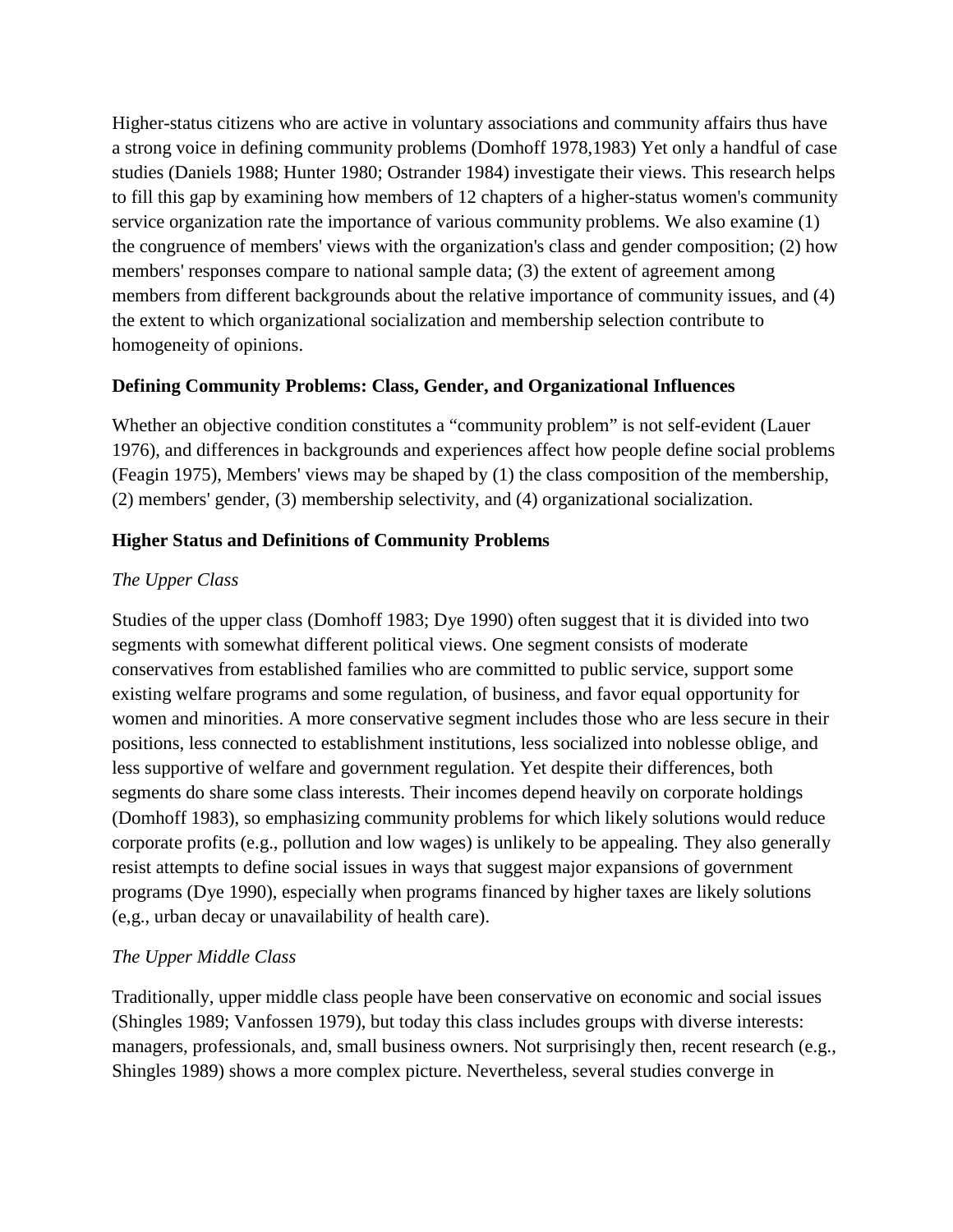Higher-status citizens who are active in voluntary associations and community affairs thus have a strong voice in defining community problems (Domhoff 1978,1983) Yet only a handful of case studies (Daniels 1988; Hunter 1980; Ostrander 1984) investigate their views. This research helps to fill this gap by examining how members of 12 chapters of a higher-status women's community service organization rate the importance of various community problems. We also examine (1) the congruence of members' views with the organization's class and gender composition; (2) how members' responses compare to national sample data; (3) the extent of agreement among members from different backgrounds about the relative importance of community issues, and (4) the extent to which organizational socialization and membership selection contribute to homogeneity of opinions.

### Defining Community Problems: Class, Gender, and Organizational Influences

Whether an objective condition constitutes a "community problem" is not self-evident (Lauer 1976), and differences in backgrounds and experiences affect how people define social problems (Feagin 1975), Members' views may be shaped by (1) the class composition of the membership, (2) members' gender, (3) membership selectivity, and (4) organizational socialization.

### Higher Status and Definitions of Community Problems

#### *The Upper Class*

Studies of the upper class (Domhoff 1983; Dye 1990) often suggest that it is divided into two segments with somewhat different political views. One segment consists of moderate conservatives from established families who are committed to public service, support some existing welfare programs and some regulation, of business, and favor equal opportunity for women and minorities. A more conservative segment includes those who are less secure in their positions, less connected to establishment institutions, less socialized into noblesse oblige, and less supportive of welfare and government regulation. Yet despite their differences, both segments do share some class interests. Their incomes depend heavily on corporate holdings (Domhoff 1983), so emphasizing community problems for which likely solutions would reduce corporate profits (e.g., pollution and low wages) is unlikely to be appealing. They also generally resist attempts to define social issues in ways that suggest major expansions of government programs (Dye 1990), especially when programs financed by higher taxes are likely solutions (e,g., urban decay or unavailability of health care).

#### *The Upper Middle Class*

Traditionally, upper middle class people have been conservative on economic and social issues (Shingles 1989; Vanfossen 1979), but today this class includes groups with diverse interests: managers, professionals, and, small business owners. Not surprisingly then, recent research (e.g., Shingles 1989) shows a more complex picture. Nevertheless, several studies converge in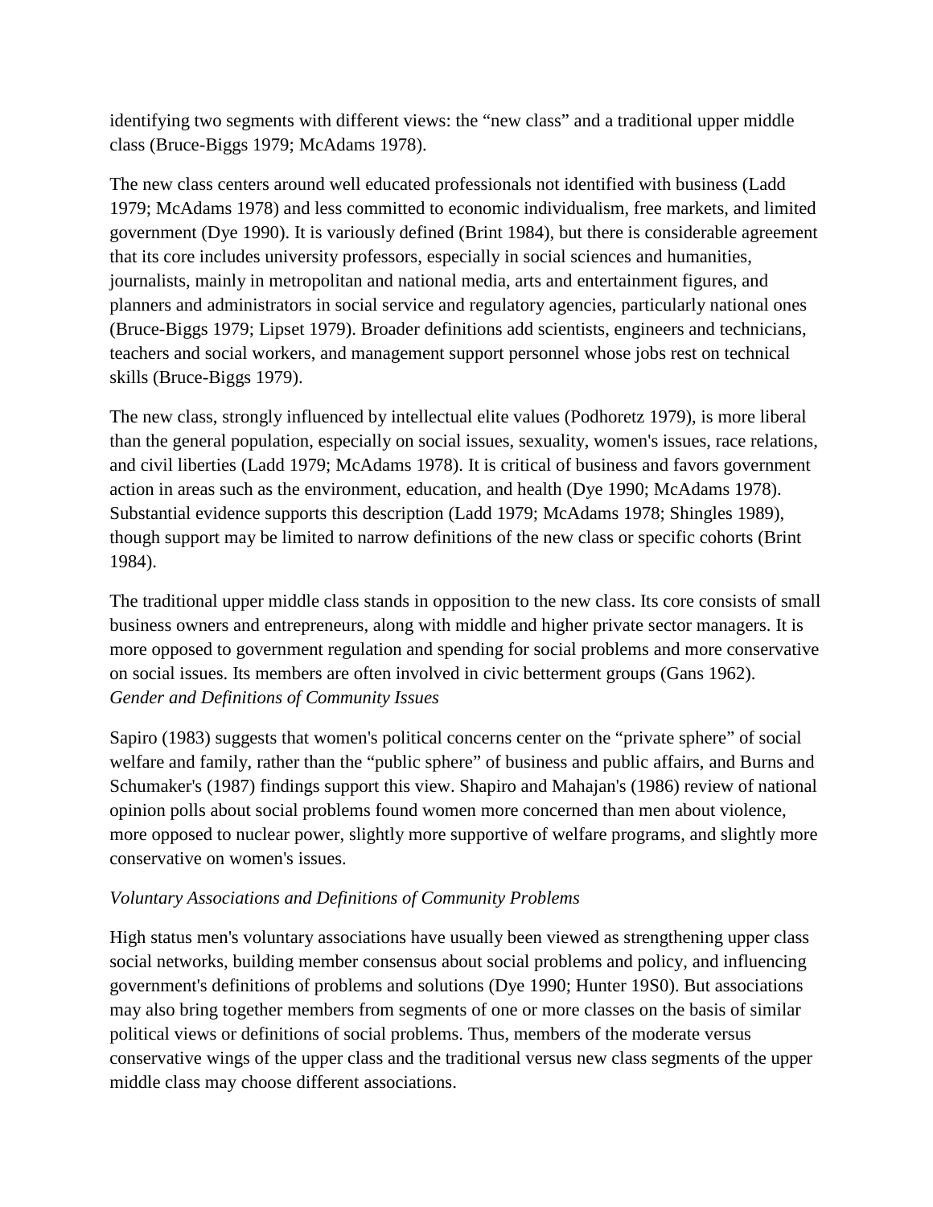identifying two segments with different views: the "new class" and a traditional upper middle class (Bruce-Biggs 1979; McAdams 1978).

The new class centers around well educated professionals not identified with business (Ladd 1979; McAdams 1978) and less committed to economic individualism, free markets, and limited government (Dye 1990). It is variously defined (Brint 1984), but there is considerable agreement that its core includes university professors, especially in social sciences and humanities, journalists, mainly in metropolitan and national media, arts and entertainment figures, and planners and administrators in social service and regulatory agencies, particularly national ones (Bruce-Biggs 1979; Lipset 1979). Broader definitions add scientists, engineers and technicians, teachers and social workers, and management support personnel whose jobs rest on technical skills (Bruce-Biggs 1979).

The new class, strongly influenced by intellectual elite values (Podhoretz 1979), is more liberal than the general population, especially on social issues, sexuality, women's issues, race relations, and civil liberties (Ladd 1979; McAdams 1978). It is critical of business and favors government action in areas such as the environment, education, and health (Dye 1990; McAdams 1978). Substantial evidence supports this description (Ladd 1979; McAdams 1978; Shingles 1989), though support may be limited to narrow definitions of the new class or specific cohorts (Brint 1984).

The traditional upper middle class stands in opposition to the new class. Its core consists of small business owners and entrepreneurs, along with middle and higher private sector managers. It is more opposed to government regulation and spending for social problems and more conservative on social issues. Its members are often involved in civic betterment groups (Gans 1962).

*Gender and Definitions of Community Issues*

Sapiro (1983) suggests that women's political concerns center on the "private sphere" of social welfare and family, rather than the "public sphere" of business and public affairs, and Burns and Schumaker's (1987) findings support this view. Shapiro and Mahajan's (1986) review of national opinion polls about social problems found women more concerned than men about violence, more opposed to nuclear power, slightly more supportive of welfare programs, and slightly more conservative on women's issues.

*Voluntary Associations and Definitions of Community Problems*

High status men's voluntary associations have usually been viewed as strengthening upper class social networks, building member consensus about social problems and policy, and influencing government's definitions of problems and solutions (Dye 1990; Hunter 19S0). But associations may also bring together members from segments of one or more classes on the basis of similar political views or definitions of social problems. Thus, members of the moderate versus conservative wings of the upper class and the traditional versus new class segments of the upper middle class may choose different associations.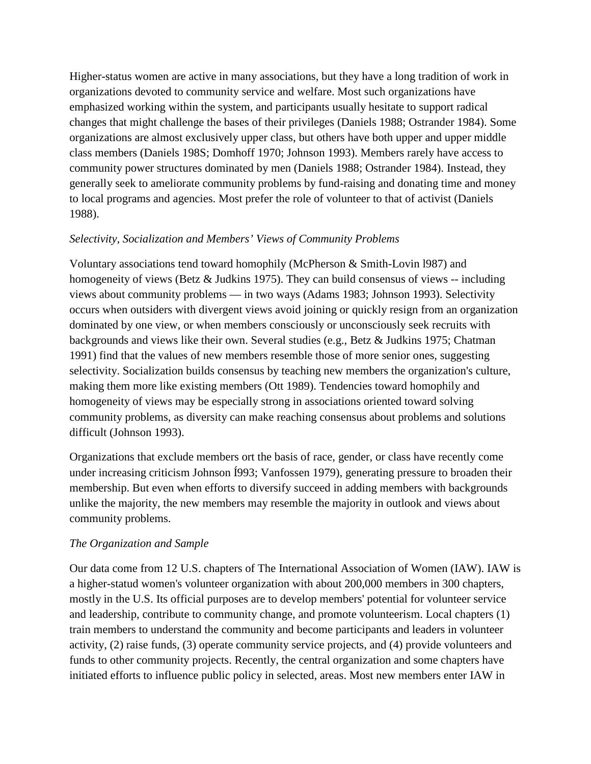Higher-status women are active in many associations, but they have a long tradition of work in organizations devoted to community service and welfare. Most such organizations have emphasized working within the system, and participants usually hesitate to support radical changes that might challenge the bases of their privileges (Daniels 1988; Ostrander 1984). Some organizations are almost exclusively upper class, but others have both upper and upper middle class members (Daniels 198S; Domhoff 1970; Johnson 1993). Members rarely have access to community power structures dominated by men (Daniels 1988; Ostrander 1984). Instead, they generally seek to ameliorate community problems by fund-raising and donating time and money to local programs and agencies. Most prefer the role of volunteer to that of activist (Daniels 1988).

*Selectivity, Socialization and Members' Views of Community Problems*

Voluntary associations tend toward homophily (McPherson & Smith-Lovin l987) and homogeneity of views (Betz & Judkins 1975). They can build consensus of views -- including views about community problems — in two ways (Adams 1983; Johnson 1993). Selectivity occurs when outsiders with divergent views avoid joining or quickly resign from an organization dominated by one view, or when members consciously or unconsciously seek recruits with backgrounds and views like their own. Several studies (e.g., Betz & Judkins 1975; Chatman 1991) find that the values of new members resemble those of more senior ones, suggesting selectivity. Socialization builds consensus by teaching new members the organization's culture, making them more like existing members (Ott 1989). Tendencies toward homophily and homogeneity of views may be especially strong in associations oriented toward solving community problems, as diversity can make reaching consensus about problems and solutions difficult (Johnson 1993).

Organizations that exclude members ort the basis of race, gender, or class have recently come under increasing criticism Johnson Í993; Vanfossen 1979), generating pressure to broaden their membership. But even when efforts to diversify succeed in adding members with backgrounds unlike the majority, the new members may resemble the majority in outlook and views about community problems.

*The Organization and Sample*

Our data come from 12 U.S. chapters of The International Association of Women (IAW). IAW is a higher-statud women's volunteer organization with about 200,000 members in 300 chapters, mostly in the U.S. Its official purposes are to develop members' potential for volunteer service and leadership, contribute to community change, and promote volunteerism. Local chapters (1) train members to understand the community and become participants and leaders in volunteer activity, (2) raise funds, (3) operate community service projects, and (4) provide volunteers and funds to other community projects. Recently, the central organization and some chapters have initiated efforts to influence public policy in selected, areas. Most new members enter IAW in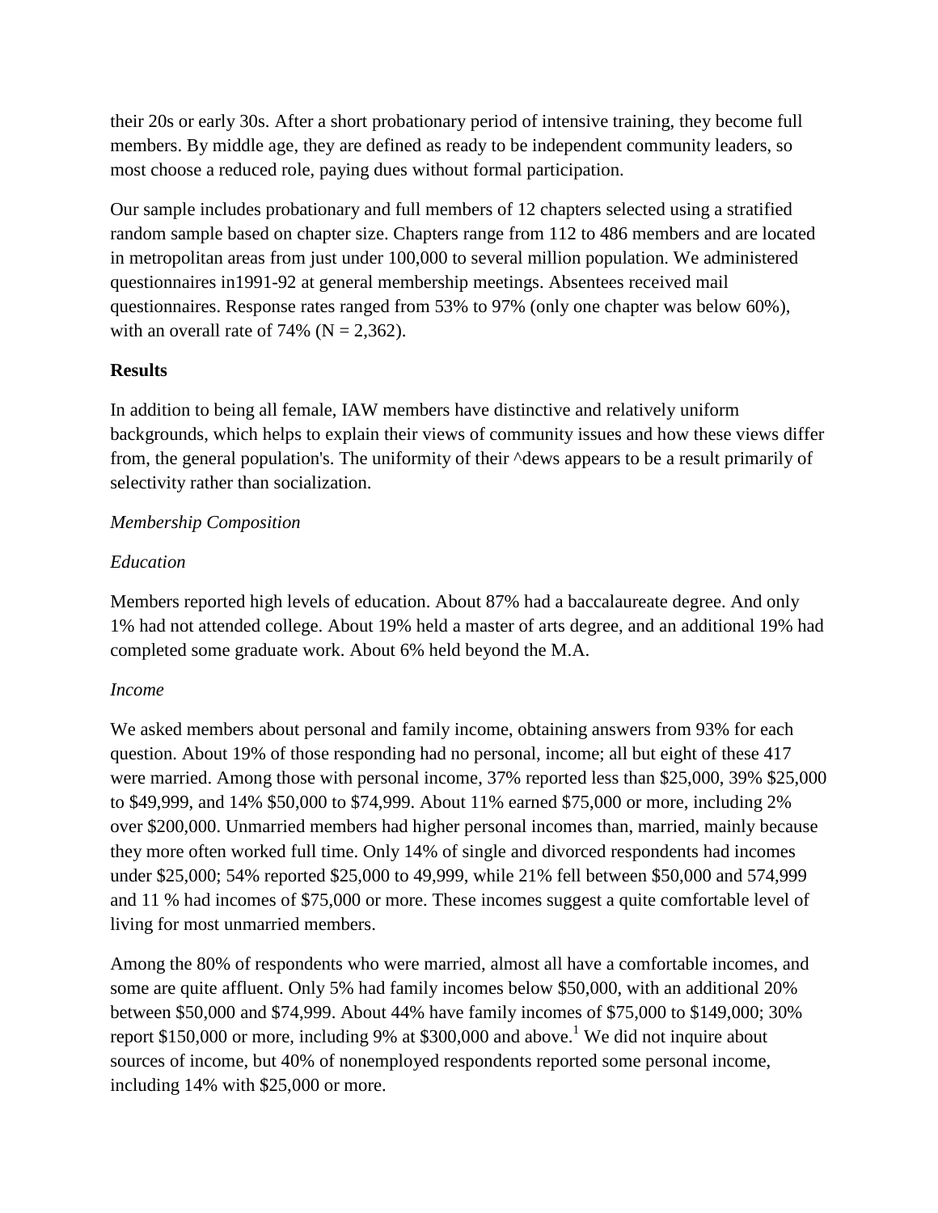their 20s or early 30s. After a short probationary period of intensive training, they become full members. By middle age, they are defined as ready to be independent community leaders, so most choose a reduced role, paying dues without formal participation.

Our sample includes probationary and full members of 12 chapters selected using a stratified random sample based on chapter size. Chapters range from 112 to 486 members and are located in metropolitan areas from just under 100,000 to several million population. We administered questionnaires in1991-92 at general membership meetings. Absentees received mail questionnaires. Response rates ranged from 53% to 97% (only one chapter was below 60%), with an overall rate of 74% (N = 2,362).

**Results**

In addition to being all female, IAW members have distinctive and relatively uniform backgrounds, which helps to explain their views of community issues and how these views differ from, the general population's. The uniformity of their ^dews appears to be a result primarily of selectivity rather than socialization.

*Membership Composition*

*Education*

Members reported high levels of education. About 87% had a baccalaureate degree. And only 1% had not attended college. About 19% held a master of arts degree, and an additional 19% had completed some graduate work. About 6% held beyond the M.A.

*Income*

We asked members about personal and family income, obtaining answers from 93% for each question. About 19% of those responding had no personal, income; all but eight of these 417 were married. Among those with personal income, 37% reported less than $25,000, 39% $25,000 to $49,999, and 14% $50,000 to $74,999. About 11% earned $75,000 or more, including 2% over $200,000. Unmarried members had higher personal incomes than, married, mainly because they more often worked full time. Only 14% of single and divorced respondents had incomes under $25,000; 54% reported $25,000 to 49,999, while 21% fell between $50,000 and 574,999 and 11 % had incomes of $75,000 or more. These incomes suggest a quite comfortable level of living for most unmarried members.

Among the 80% of respondents who were married, almost all have a comfortable incomes, and some are quite affluent. Only 5% had family incomes below $50,000, with an additional 20% between $50,000 and $74,999. About 44% have family incomes of $75,000 to $149,000; 30% report $150,000 or more, including 9% at $300,000 and above.[1] We did not inquire about sources of income, but 40% of nonemployed respondents reported some personal income, including 14% with $25,000 or more.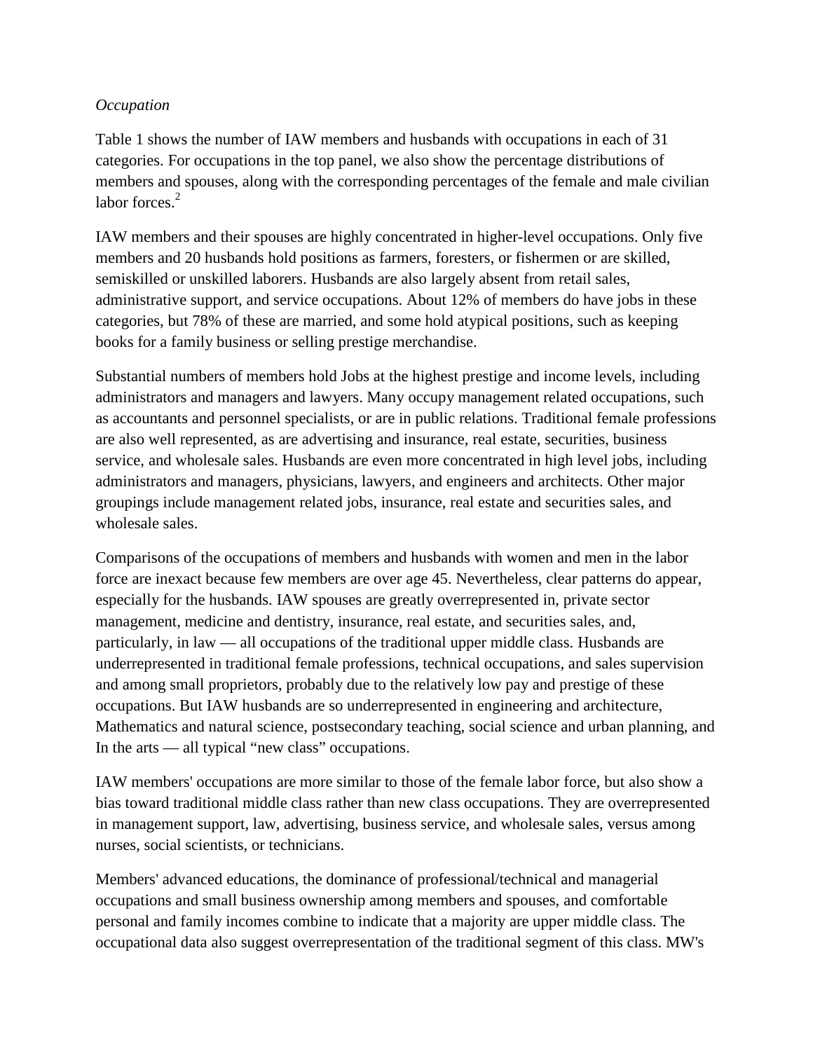*Occupation*

Table 1 shows the number of IAW members and husbands with occupations in each of 31 categories. For occupations in the top panel, we also show the percentage distributions of members and spouses, along with the corresponding percentages of the female and male civilian labor forces.[2]

IAW members and their spouses are highly concentrated in higher-level occupations. Only five members and 20 husbands hold positions as farmers, foresters, or fishermen or are skilled, semiskilled or unskilled laborers. Husbands are also largely absent from retail sales, administrative support, and service occupations. About 12% of members do have jobs in these categories, but 78% of these are married, and some hold atypical positions, such as keeping books for a family business or selling prestige merchandise.

Substantial numbers of members hold Jobs at the highest prestige and income levels, including administrators and managers and lawyers. Many occupy management related occupations, such as accountants and personnel specialists, or are in public relations. Traditional female professions are also well represented, as are advertising and insurance, real estate, securities, business service, and wholesale sales. Husbands are even more concentrated in high level jobs, including administrators and managers, physicians, lawyers, and engineers and architects. Other major groupings include management related jobs, insurance, real estate and securities sales, and wholesale sales.

Comparisons of the occupations of members and husbands with women and men in the labor force are inexact because few members are over age 45. Nevertheless, clear patterns do appear, especially for the husbands. IAW spouses are greatly overrepresented in, private sector management, medicine and dentistry, insurance, real estate, and securities sales, and, particularly, in law — all occupations of the traditional upper middle class. Husbands are underrepresented in traditional female professions, technical occupations, and sales supervision and among small proprietors, probably due to the relatively low pay and prestige of these occupations. But IAW husbands are so underrepresented in engineering and architecture, Mathematics and natural science, postsecondary teaching, social science and urban planning, and In the arts — all typical "new class" occupations.

IAW members' occupations are more similar to those of the female labor force, but also show a bias toward traditional middle class rather than new class occupations. They are overrepresented in management support, law, advertising, business service, and wholesale sales, versus among nurses, social scientists, or technicians.

Members' advanced educations, the dominance of professional/technical and managerial occupations and small business ownership among members and spouses, and comfortable personal and family incomes combine to indicate that a majority are upper middle class. The occupational data also suggest overrepresentation of the traditional segment of this class. MW's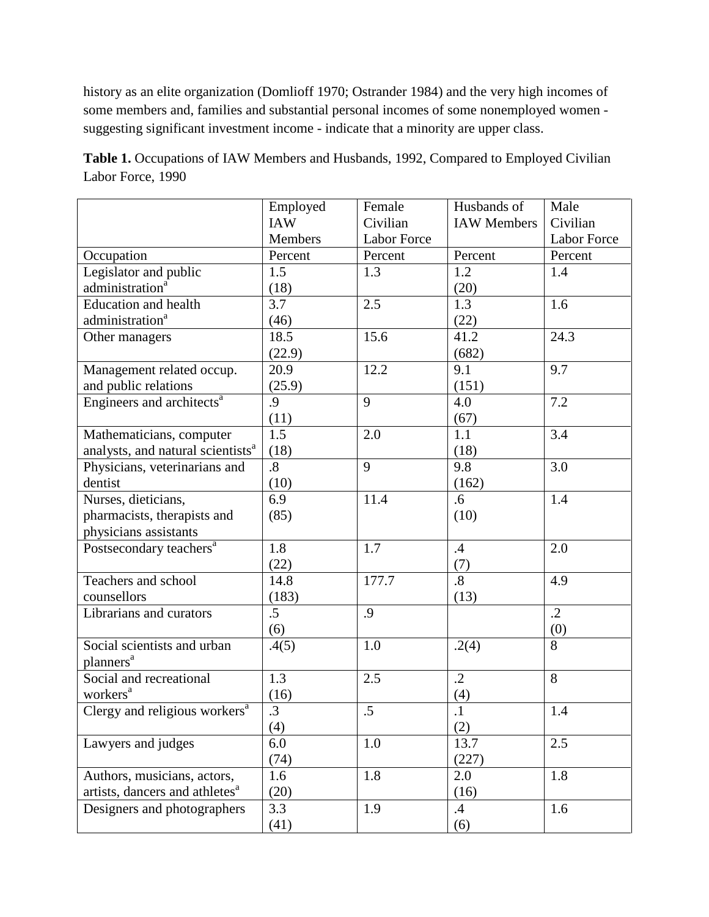history as an elite organization (Domlioff 1970; Ostrander 1984) and the very high incomes of some members and, families and substantial personal incomes of some nonemployed women - suggesting significant investment income - indicate that a minority are upper class.

**Table 1.** Occupations of IAW Members and Husbands, 1992, Compared to Employed Civilian Labor Force, 1990

| | Employed IAW Members | Female Civilian Labor Force | Husbands of IAW Members | Male Civilian Labor Force |
|---|---|---|---|---|
| Occupation | Percent | Percent | Percent | Percent |
| Legislator and public administration[a] | 1.5 (18) | 1.3 | 1.2 (20) | 1.4 |
| Education and health administration[a] | 3.7 (46) | 2.5 | 1.3 (22) | 1.6 |
| Other managers | 18.5 (22.9) | 15.6 | 41.2 (682) | 24.3 |
| Management related occup. and public relations | 20.9 (25.9) | 12.2 | 9.1 (151) | 9.7 |
| Engineers and architects[a] | .9 (11) | 9 | 4.0 (67) | 7.2 |
| Mathematicians, computer analysts, and natural scientists[a] | 1.5 (18) | 2.0 | 1.1 (18) | 3.4 |
| Physicians, veterinarians and dentist | .8 (10) | 9 | 9.8 (162) | 3.0 |
| Nurses, dieticians, pharmacists, therapists and physicians assistants | 6.9 (85) | 11.4 | .6 (10) | 1.4 |
| Postsecondary teachers[a] | 1.8 (22) | 1.7 | .4 (7) | 2.0 |
| Teachers and school counsellors | 14.8 (183) | 177.7 | .8 (13) | 4.9 |
| Librarians and curators | .5 (6) | .9 | | .2 (0) |
| Social scientists and urban planners[a] | .4(5) | 1.0 | .2(4) | 8 |
| Social and recreational workers[a] | 1.3 (16) | 2.5 | .2 (4) | 8 |
| Clergy and religious workers[a] | .3 (4) | .5 | .1 (2) | 1.4 |
| Lawyers and judges | 6.0 (74) | 1.0 | 13.7 (227) | 2.5 |
| Authors, musicians, actors, artists, dancers and athletes[a] | 1.6 (20) | 1.8 | 2.0 (16) | 1.8 |
| Designers and photographers | 3.3 (41) | 1.9 | .4 (6) | 1.6 |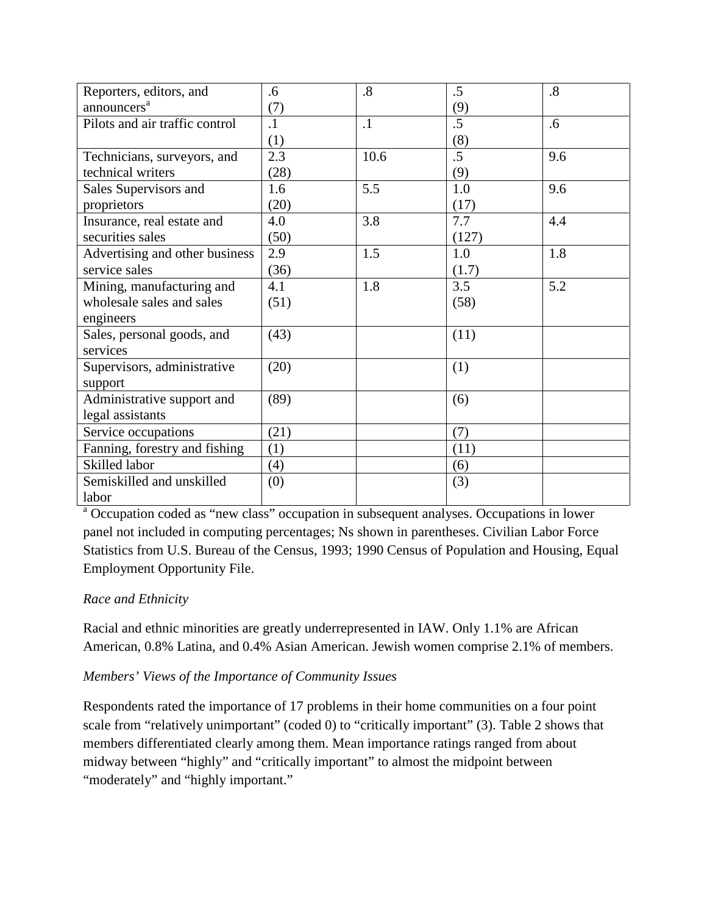| | | | | |
|---|---|---|---|---|
| Reporters, editors, and announcers[a] | .6<br>(7) | .8 | .5<br>(9) | .8 |
| Pilots and air traffic control | .1<br>(1) | .1 | .5<br>(8) | .6 |
| Technicians, surveyors, and technical writers | 2.3<br>(28) | 10.6 | .5<br>(9) | 9.6 |
| Sales Supervisors and proprietors | 1.6<br>(20) | 5.5 | 1.0<br>(17) | 9.6 |
| Insurance, real estate and securities sales | 4.0<br>(50) | 3.8 | 7.7<br>(127) | 4.4 |
| Advertising and other business service sales | 2.9<br>(36) | 1.5 | 1.0<br>(1.7) | 1.8 |
| Mining, manufacturing and wholesale sales and sales engineers | 4.1<br>(51) | 1.8 | 3.5<br>(58) | 5.2 |
| Sales, personal goods, and services | (43) | | (11) | |
| Supervisors, administrative support | (20) | | (1) | |
| Administrative support and legal assistants | (89) | | (6) | |
| Service occupations | (21) | | (7) | |
| Fanning, forestry and fishing | (1) | | (11) | |
| Skilled labor | (4) | | (6) | |
| Semiskilled and unskilled labor | (0) | | (3) | |

[a] Occupation coded as "new class" occupation in subsequent analyses. Occupations in lower panel not included in computing percentages; Ns shown in parentheses. Civilian Labor Force Statistics from U.S. Bureau of the Census, 1993; 1990 Census of Population and Housing, Equal Employment Opportunity File.

*Race and Ethnicity*

Racial and ethnic minorities are greatly underrepresented in IAW. Only 1.1% are African American, 0.8% Latina, and 0.4% Asian American. Jewish women comprise 2.1% of members.

*Members' Views of the Importance of Community Issues*

Respondents rated the importance of 17 problems in their home communities on a four point scale from "relatively unimportant" (coded 0) to "critically important" (3). Table 2 shows that members differentiated clearly among them. Mean importance ratings ranged from about midway between "highly" and "critically important" to almost the midpoint between "moderately" and "highly important."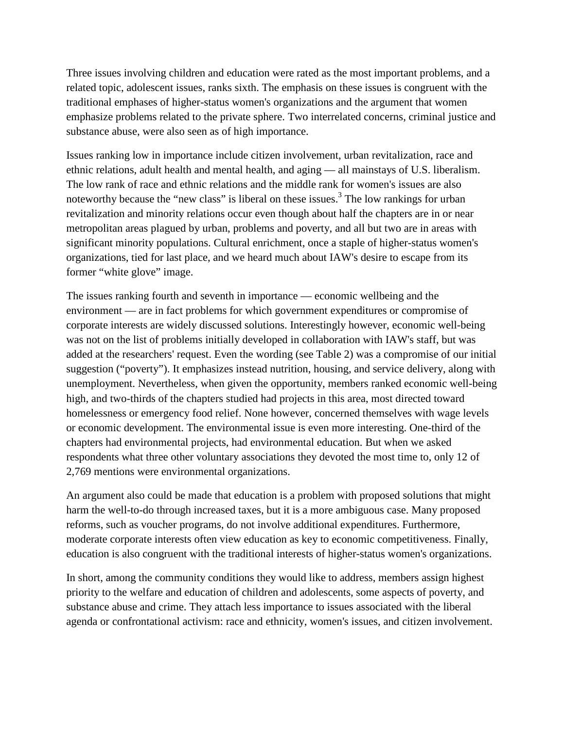Three issues involving children and education were rated as the most important problems, and a related topic, adolescent issues, ranks sixth. The emphasis on these issues is congruent with the traditional emphases of higher-status women's organizations and the argument that women emphasize problems related to the private sphere. Two interrelated concerns, criminal justice and substance abuse, were also seen as of high importance.

Issues ranking low in importance include citizen involvement, urban revitalization, race and ethnic relations, adult health and mental health, and aging — all mainstays of U.S. liberalism. The low rank of race and ethnic relations and the middle rank for women's issues are also noteworthy because the “new class” is liberal on these issues.[3] The low rankings for urban revitalization and minority relations occur even though about half the chapters are in or near metropolitan areas plagued by urban, problems and poverty, and all but two are in areas with significant minority populations. Cultural enrichment, once a staple of higher-status women's organizations, tied for last place, and we heard much about IAW's desire to escape from its former “white glove” image.

The issues ranking fourth and seventh in importance — economic wellbeing and the environment — are in fact problems for which government expenditures or compromise of corporate interests are widely discussed solutions. Interestingly however, economic well-being was not on the list of problems initially developed in collaboration with IAW's staff, but was added at the researchers' request. Even the wording (see Table 2) was a compromise of our initial suggestion (“poverty”). It emphasizes instead nutrition, housing, and service delivery, along with unemployment. Nevertheless, when given the opportunity, members ranked economic well-being high, and two-thirds of the chapters studied had projects in this area, most directed toward homelessness or emergency food relief. None however, concerned themselves with wage levels or economic development. The environmental issue is even more interesting. One-third of the chapters had environmental projects, had environmental education. But when we asked respondents what three other voluntary associations they devoted the most time to, only 12 of 2,769 mentions were environmental organizations.

An argument also could be made that education is a problem with proposed solutions that might harm the well-to-do through increased taxes, but it is a more ambiguous case. Many proposed reforms, such as voucher programs, do not involve additional expenditures. Furthermore, moderate corporate interests often view education as key to economic competitiveness. Finally, education is also congruent with the traditional interests of higher-status women's organizations.

In short, among the community conditions they would like to address, members assign highest priority to the welfare and education of children and adolescents, some aspects of poverty, and substance abuse and crime. They attach less importance to issues associated with the liberal agenda or confrontational activism: race and ethnicity, women's issues, and citizen involvement.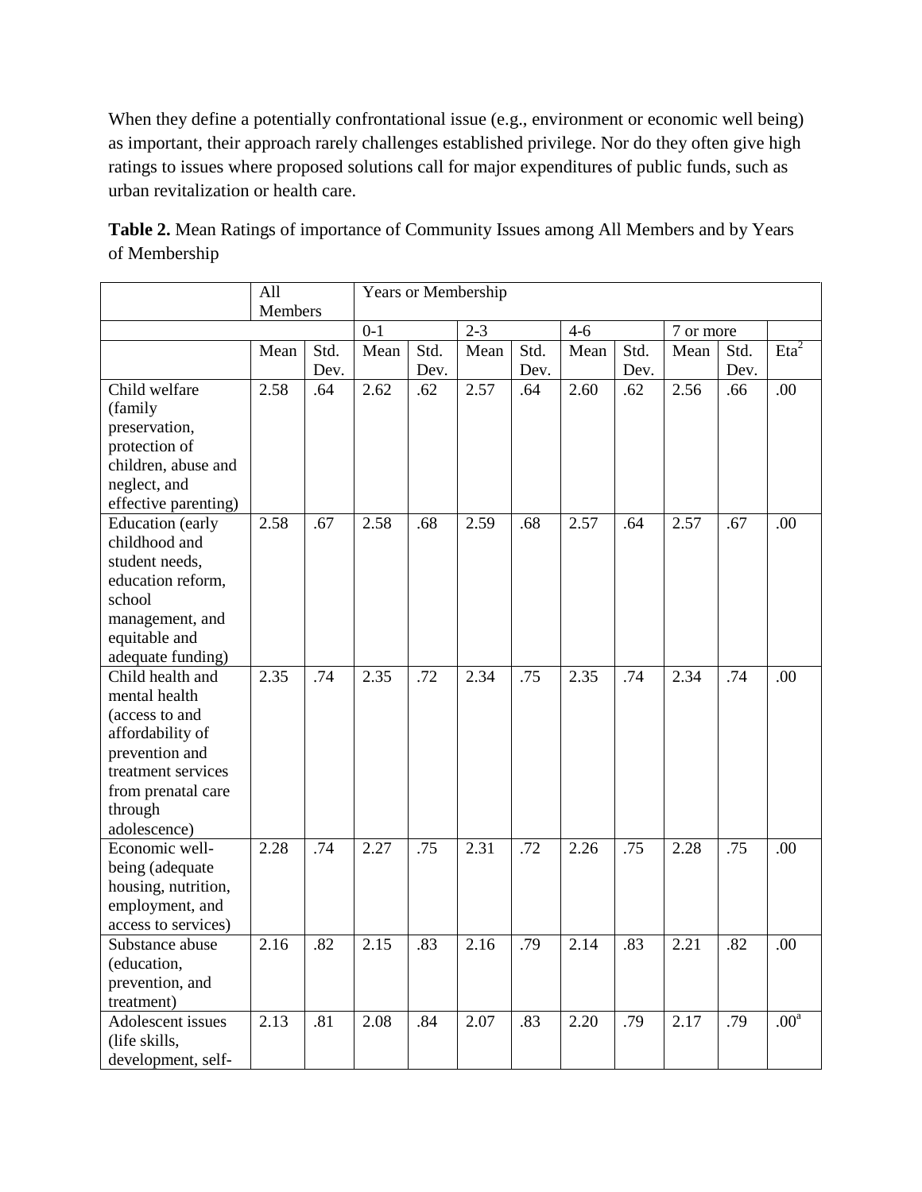When they define a potentially confrontational issue (e.g., environment or economic well being) as important, their approach rarely challenges established privilege. Nor do they often give high ratings to issues where proposed solutions call for major expenditures of public funds, such as urban revitalization or health care.

**Table 2.** Mean Ratings of importance of Community Issues among All Members and by Years of Membership

| | All Members | | Years or Membership | | | | | | | | |
|---|---|---|---|---|---|---|---|---|---|---|---|
| | | | 0-1 | | 2-3 | | 4-6 | | 7 or more | | |
| | Mean | Std. Dev. | Mean | Std. Dev. | Mean | Std. Dev. | Mean | Std. Dev. | Mean | Std. Dev. | $Eta^2$ |
| Child welfare (family preservation, protection of children, abuse and neglect, and effective parenting) | 2.58 | .64 | 2.62 | .62 | 2.57 | .64 | 2.60 | .62 | 2.56 | .66 | .00 |
| Education (early childhood and student needs, education reform, school management, and equitable and adequate funding) | 2.58 | .67 | 2.58 | .68 | 2.59 | .68 | 2.57 | .64 | 2.57 | .67 | .00 |
| Child health and mental health (access to and affordability of prevention and treatment services from prenatal care through adolescence) | 2.35 | .74 | 2.35 | .72 | 2.34 | .75 | 2.35 | .74 | 2.34 | .74 | .00 |
| Economic well-being (adequate housing, nutrition, employment, and access to services) | 2.28 | .74 | 2.27 | .75 | 2.31 | .72 | 2.26 | .75 | 2.28 | .75 | .00 |
| Substance abuse (education, prevention, and treatment) | 2.16 | .82 | 2.15 | .83 | 2.16 | .79 | 2.14 | .83 | 2.21 | .82 | .00 |
| Adolescent issues (life skills, development, self- | 2.13 | .81 | 2.08 | .84 | 2.07 | .83 | 2.20 | .79 | 2.17 | .79 | .00[a] |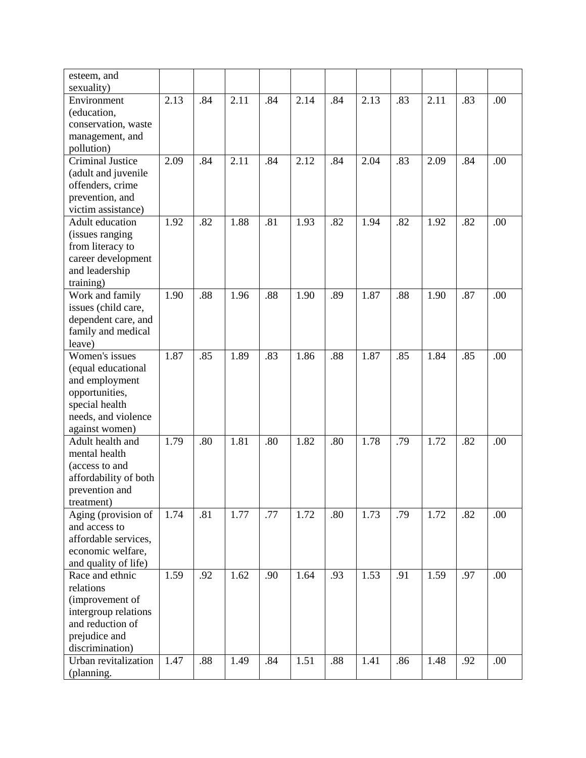| | | | | | | | | | | | |
|---|---|---|---|---|---|---|---|---|---|---|---|
| esteem, and sexuality) | | | | | | | | | | | |
| Environment (education, conservation, waste management, and pollution) | 2.13 | .84 | 2.11 | .84 | 2.14 | .84 | 2.13 | .83 | 2.11 | .83 | .00 |
| Criminal Justice (adult and juvenile offenders, crime prevention, and victim assistance) | 2.09 | .84 | 2.11 | .84 | 2.12 | .84 | 2.04 | .83 | 2.09 | .84 | .00 |
| Adult education (issues ranging from literacy to career development and leadership training) | 1.92 | .82 | 1.88 | .81 | 1.93 | .82 | 1.94 | .82 | 1.92 | .82 | .00 |
| Work and family issues (child care, dependent care, and family and medical leave) | 1.90 | .88 | 1.96 | .88 | 1.90 | .89 | 1.87 | .88 | 1.90 | .87 | .00 |
| Women's issues (equal educational and employment opportunities, special health needs, and violence against women) | 1.87 | .85 | 1.89 | .83 | 1.86 | .88 | 1.87 | .85 | 1.84 | .85 | .00 |
| Adult health and mental health (access to and affordability of both prevention and treatment) | 1.79 | .80 | 1.81 | .80 | 1.82 | .80 | 1.78 | .79 | 1.72 | .82 | .00 |
| Aging (provision of and access to affordable services, economic welfare, and quality of life) | 1.74 | .81 | 1.77 | .77 | 1.72 | .80 | 1.73 | .79 | 1.72 | .82 | .00 |
| Race and ethnic relations (improvement of intergroup relations and reduction of prejudice and discrimination) | 1.59 | .92 | 1.62 | .90 | 1.64 | .93 | 1.53 | .91 | 1.59 | .97 | .00 |
| Urban revitalization (planning. | 1.47 | .88 | 1.49 | .84 | 1.51 | .88 | 1.41 | .86 | 1.48 | .92 | .00 |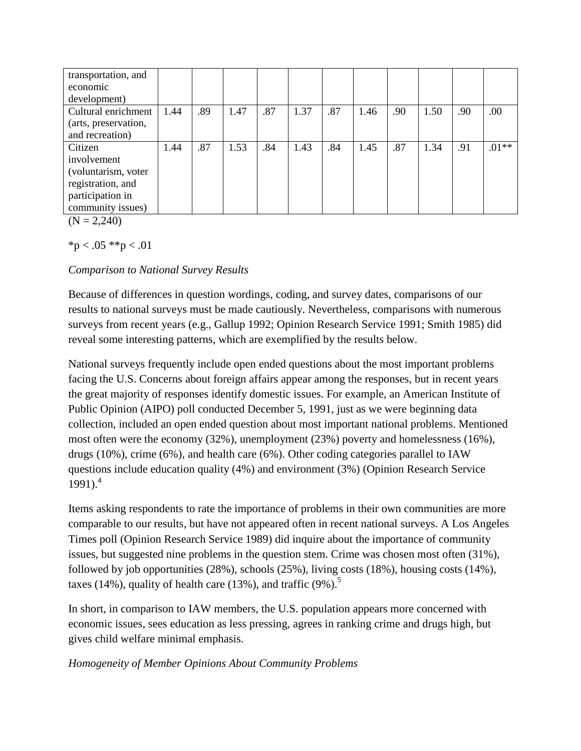| | | | | | | | | | | | |
|---|---|---|---|---|---|---|---|---|---|---|---|
| transportation, and economic development) | | | | | | | | | | | |
| Cultural enrichment (arts, preservation, and recreation) | 1.44 | .89 | 1.47 | .87 | 1.37 | .87 | 1.46 | .90 | 1.50 | .90 | .00 |
| Citizen involvement (voluntarism, voter registration, and participation in community issues) | 1.44 | .87 | 1.53 | .84 | 1.43 | .84 | 1.45 | .87 | 1.34 | .91 | .01** |

(N = 2,240)

*p < .05 **p < .01

*Comparison to National Survey Results*

Because of differences in question wordings, coding, and survey dates, comparisons of our results to national surveys must be made cautiously. Nevertheless, comparisons with numerous surveys from recent years (e.g., Gallup 1992; Opinion Research Service 1991; Smith 1985) did reveal some interesting patterns, which are exemplified by the results below.

National surveys frequently include open ended questions about the most important problems facing the U.S. Concerns about foreign affairs appear among the responses, but in recent years the great majority of responses identify domestic issues. For example, an American Institute of Public Opinion (AIPO) poll conducted December 5, 1991, just as we were beginning data collection, included an open ended question about most important national problems. Mentioned most often were the economy (32%), unemployment (23%) poverty and homelessness (16%), drugs (10%), crime (6%), and health care (6%). Other coding categories parallel to IAW questions include education quality (4%) and environment (3%) (Opinion Research Service 1991).[4]

Items asking respondents to rate the importance of problems in their own communities are more comparable to our results, but have not appeared often in recent national surveys. A Los Angeles Times poll (Opinion Research Service 1989) did inquire about the importance of community issues, but suggested nine problems in the question stem. Crime was chosen most often (31%), followed by job opportunities (28%), schools (25%), living costs (18%), housing costs (14%), taxes (14%), quality of health care (13%), and traffic (9%).[5]

In short, in comparison to IAW members, the U.S. population appears more concerned with economic issues, sees education as less pressing, agrees in ranking crime and drugs high, but gives child welfare minimal emphasis.

*Homogeneity of Member Opinions About Community Problems*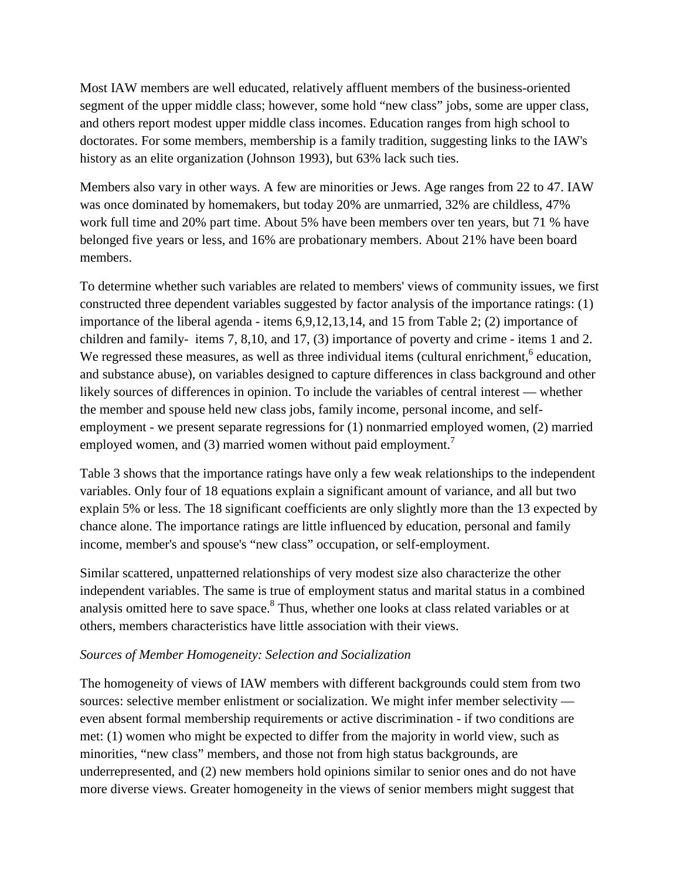Most IAW members are well educated, relatively affluent members of the business-oriented segment of the upper middle class; however, some hold "new class" jobs, some are upper class, and others report modest upper middle class incomes. Education ranges from high school to doctorates. For some members, membership is a family tradition, suggesting links to the IAW's history as an elite organization (Johnson 1993), but 63% lack such ties.

Members also vary in other ways. A few are minorities or Jews. Age ranges from 22 to 47. IAW was once dominated by homemakers, but today 20% are unmarried, 32% are childless, 47% work full time and 20% part time. About 5% have been members over ten years, but 71 % have belonged five years or less, and 16% are probationary members. About 21% have been board members.

To determine whether such variables are related to members' views of community issues, we first constructed three dependent variables suggested by factor analysis of the importance ratings: (1) importance of the liberal agenda - items 6,9,12,13,14, and 15 from Table 2; (2) importance of children and family- items 7, 8,10, and 17, (3) importance of poverty and crime - items 1 and 2. We regressed these measures, as well as three individual items (cultural enrichment,[6] education, and substance abuse), on variables designed to capture differences in class background and other likely sources of differences in opinion. To include the variables of central interest — whether the member and spouse held new class jobs, family income, personal income, and self-employment - we present separate regressions for (1) nonmarried employed women, (2) married employed women, and (3) married women without paid employment.[7]

Table 3 shows that the importance ratings have only a few weak relationships to the independent variables. Only four of 18 equations explain a significant amount of variance, and all but two explain 5% or less. The 18 significant coefficients are only slightly more than the 13 expected by chance alone. The importance ratings are little influenced by education, personal and family income, member's and spouse's "new class" occupation, or self-employment.

Similar scattered, unpatterned relationships of very modest size also characterize the other independent variables. The same is true of employment status and marital status in a combined analysis omitted here to save space.[8] Thus, whether one looks at class related variables or at others, members characteristics have little association with their views.

*Sources of Member Homogeneity: Selection and Socialization*

The homogeneity of views of IAW members with different backgrounds could stem from two sources: selective member enlistment or socialization. We might infer member selectivity — even absent formal membership requirements or active discrimination - if two conditions are met: (1) women who might be expected to differ from the majority in world view, such as minorities, "new class" members, and those not from high status backgrounds, are underrepresented, and (2) new members hold opinions similar to senior ones and do not have more diverse views. Greater homogeneity in the views of senior members might suggest that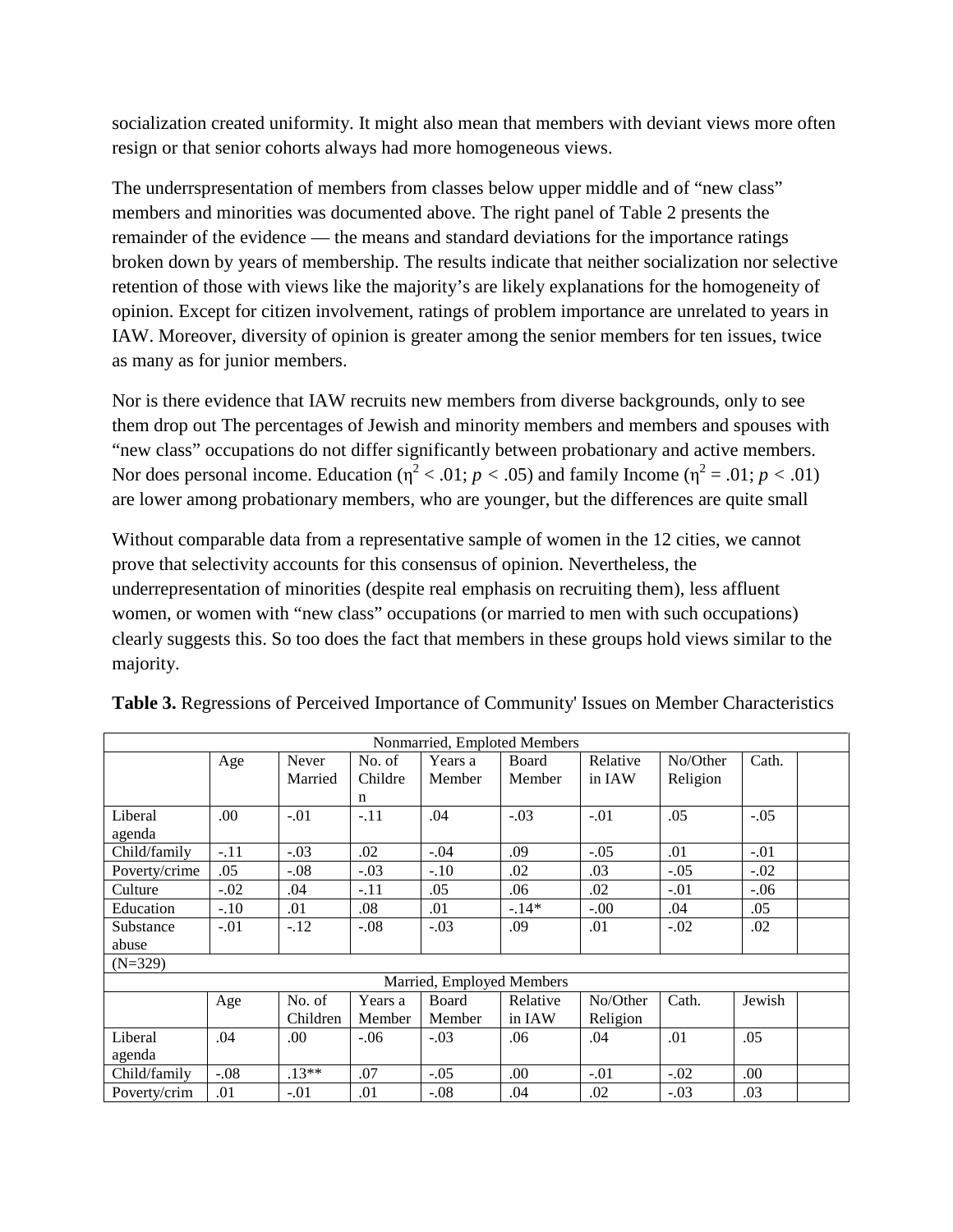socialization created uniformity. It might also mean that members with deviant views more often resign or that senior cohorts always had more homogeneous views.

The underrspresentation of members from classes below upper middle and of “new class” members and minorities was documented above. The right panel of Table 2 presents the remainder of the evidence — the means and standard deviations for the importance ratings broken down by years of membership. The results indicate that neither socialization nor selective retention of those with views like the majority’s are likely explanations for the homogeneity of opinion. Except for citizen involvement, ratings of problem importance are unrelated to years in IAW. Moreover, diversity of opinion is greater among the senior members for ten issues, twice as many as for junior members.

Nor is there evidence that IAW recruits new members from diverse backgrounds, only to see them drop out The percentages of Jewish and minority members and members and spouses with “new class” occupations do not differ significantly between probationary and active members. Nor does personal income. Education ($\eta^2 < .01$; $p < .05$) and family Income ($\eta^2 = .01$; $p < .01$) are lower among probationary members, who are younger, but the differences are quite small

Without comparable data from a representative sample of women in the 12 cities, we cannot prove that selectivity accounts for this consensus of opinion. Nevertheless, the underrepresentation of minorities (despite real emphasis on recruiting them), less affluent women, or women with “new class” occupations (or married to men with such occupations) clearly suggests this. So too does the fact that members in these groups hold views similar to the majority.

**Table 3.** Regressions of Perceived Importance of Community' Issues on Member Characteristics

| Nonmarried, Emploted Members | | | | | | | | | |
|---|---|---|---|---|---|---|---|---|---|
| | Age | Never Married | No. of Children | Years a Member | Board Member | Relative in IAW | No/Other Religion | Cath. | |
| Liberal agenda | .00 | -.01 | -.11 | .04 | -.03 | -.01 | .05 | -.05 | |
| Child/family | -.11 | -.03 | .02 | -.04 | .09 | -.05 | .01 | -.01 | |
| Poverty/crime | .05 | -.08 | -.03 | -.10 | .02 | .03 | -.05 | -.02 | |
| Culture | -.02 | .04 | -.11 | .05 | .06 | .02 | -.01 | -.06 | |
| Education | -.10 | .01 | .08 | .01 | -.14* | -.00 | .04 | .05 | |
| Substance abuse | -.01 | -.12 | -.08 | -.03 | .09 | .01 | -.02 | .02 | |
| (N=329) | | | | | | | | | |
| Married, Employed Members | | | | | | | | | |
| | Age | No. of Children | Years a Member | Board Member | Relative in IAW | No/Other Religion | Cath. | Jewish | |
| Liberal agenda | .04 | .00 | -.06 | -.03 | .06 | .04 | .01 | .05 | |
| Child/family | -.08 | .13** | .07 | -.05 | .00 | -.01 | -.02 | .00 | |
| Poverty/crim | .01 | -.01 | .01 | -.08 | .04 | .02 | -.03 | .03 | |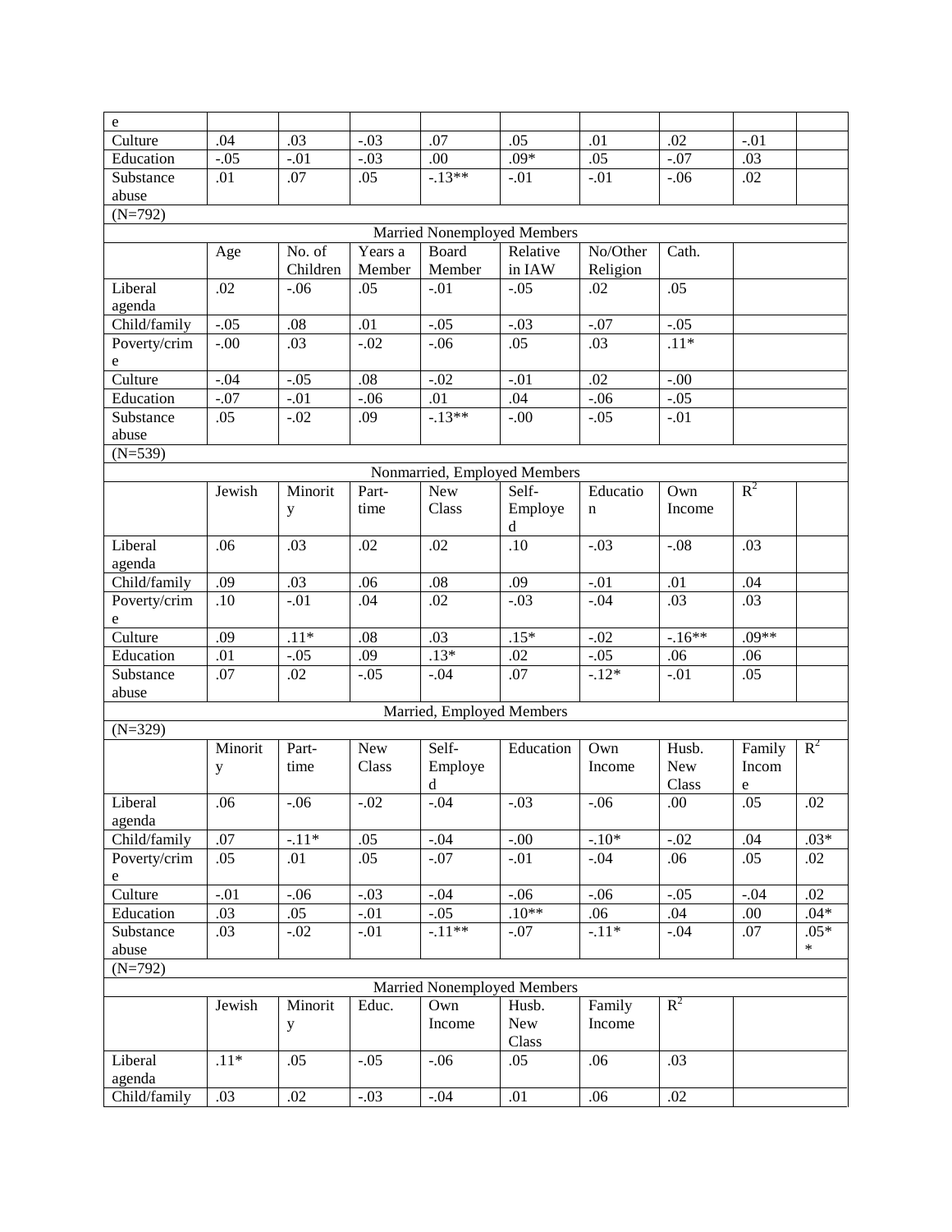| e | | | | | | | | | |
|---|---|---|---|---|---|---|---|---|---|
| Culture | .04 | .03 | -.03 | .07 | .05 | .01 | .02 | -.01 | |
| Education | -.05 | -.01 | -.03 | .00 | .09* | .05 | -.07 | .03 | |
| Substance abuse | .01 | .07 | .05 | -.13** | -.01 | -.01 | -.06 | .02 | |
| (N=792) | | | | | | | | | |
| Married Nonemployed Members | | | | | | | | | |
| | Age | No. of Children | Years a Member | Board Member | Relative in IAW | No/Other Religion | Cath. | | |
| Liberal agenda | .02 | -.06 | .05 | -.01 | -.05 | .02 | .05 | | |
| Child/family | -.05 | .08 | .01 | -.05 | -.03 | -.07 | -.05 | | |
| Poverty/crime | -.00 | .03 | -.02 | -.06 | .05 | .03 | .11* | | |
| Culture | -.04 | -.05 | .08 | -.02 | -.01 | .02 | -.00 | | |
| Education | -.07 | -.01 | -.06 | .01 | .04 | -.06 | -.05 | | |
| Substance abuse | .05 | -.02 | .09 | -.13** | -.00 | -.05 | -.01 | | |
| (N=539) | | | | | | | | | |
| Nonmarried, Employed Members | | | | | | | | | |
| | Jewish | Minority | Part-time | New Class | Self-Employed | Education | Own Income | $R^2$ | |
| Liberal agenda | .06 | .03 | .02 | .02 | .10 | -.03 | -.08 | .03 | |
| Child/family | .09 | .03 | .06 | .08 | .09 | -.01 | .01 | .04 | |
| Poverty/crime | .10 | -.01 | .04 | .02 | -.03 | -.04 | .03 | .03 | |
| Culture | .09 | .11* | .08 | .03 | .15* | -.02 | -.16** | .09** | |
| Education | .01 | -.05 | .09 | .13* | .02 | -.05 | .06 | .06 | |
| Substance abuse | .07 | .02 | -.05 | -.04 | .07 | -.12* | -.01 | .05 | |
| Married, Employed Members | | | | | | | | | |
| (N=329) | | | | | | | | | |
| | Minority | Part-time | New Class | Self-Employed | Education | Own Income | Husb. New Class | Family Income | $R^2$ |
| Liberal agenda | .06 | -.06 | -.02 | -.04 | -.03 | -.06 | .00 | .05 | .02 |
| Child/family | .07 | -.11* | .05 | -.04 | -.00 | -.10* | -.02 | .04 | .03* |
| Poverty/crime | .05 | .01 | .05 | -.07 | -.01 | -.04 | .06 | .05 | .02 |
| Culture | -.01 | -.06 | -.03 | -.04 | -.06 | -.06 | -.05 | -.04 | .02 |
| Education | .03 | .05 | -.01 | -.05 | .10** | .06 | .04 | .00 | .04* |
| Substance abuse | .03 | -.02 | -.01 | -.11** | -.07 | -.11* | -.04 | .07 | .05** |
| (N=792) | | | | | | | | | |
| Married Nonemployed Members | | | | | | | | | |
| | Jewish | Minority | Educ. | Own Income | Husb. New Class | Family Income | $R^2$ | | |
| Liberal agenda | .11* | .05 | -.05 | -.06 | .05 | .06 | .03 | | |
| Child/family | .03 | .02 | -.03 | -.04 | .01 | .06 | .02 | | |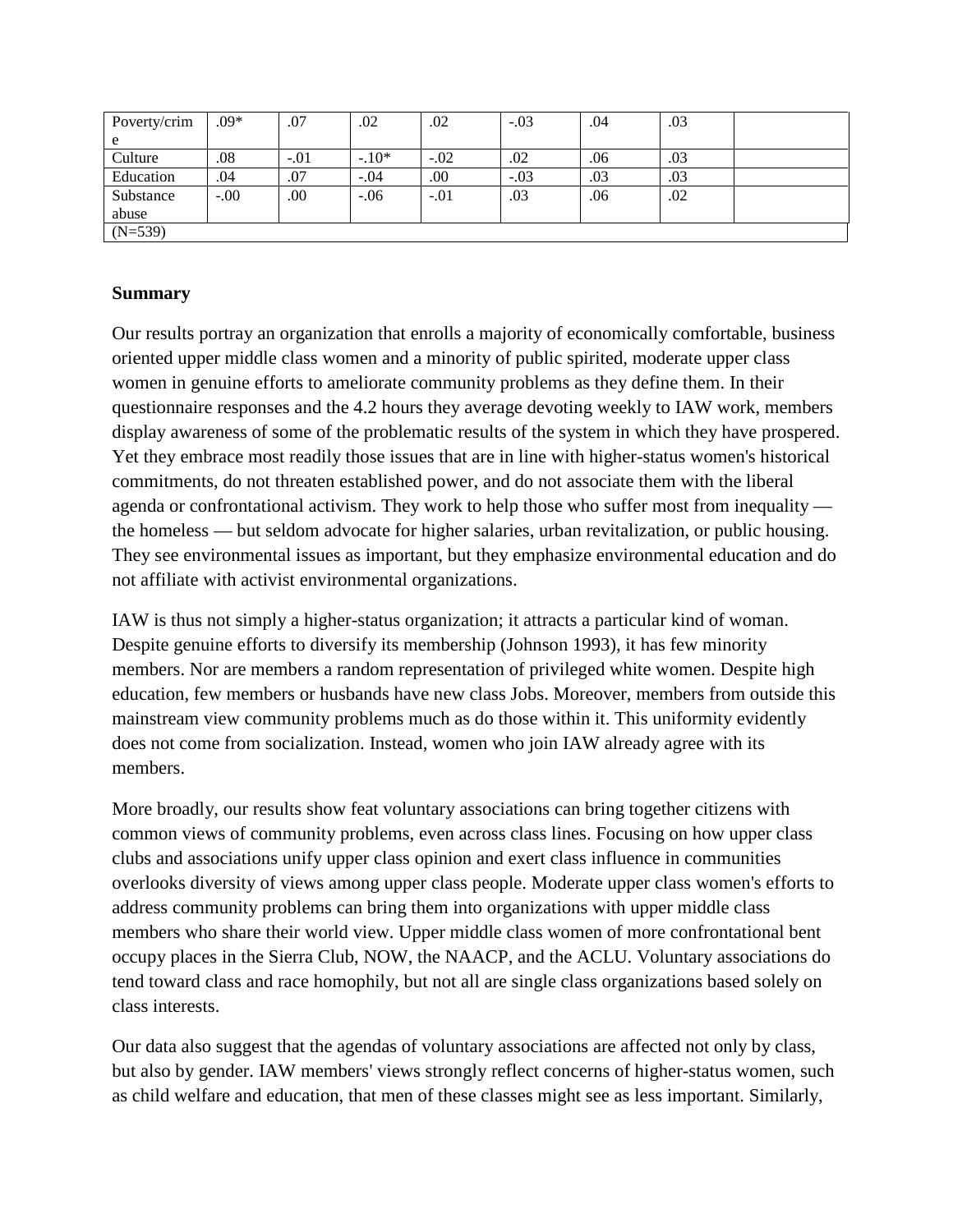| | | | | | | | | |
|---|---|---|---|---|---|---|---|---|
| Poverty/crime | .09* | .07 | .02 | .02 | -.03 | .04 | .03 | |
| Culture | .08 | -.01 | -.10* | -.02 | .02 | .06 | .03 | |
| Education | .04 | .07 | -.04 | .00 | -.03 | .03 | .03 | |
| Substance abuse | -.00 | .00 | -.06 | -.01 | .03 | .06 | .02 | |
| (N=539) | | | | | | | | |

**Summary**

Our results portray an organization that enrolls a majority of economically comfortable, business oriented upper middle class women and a minority of public spirited, moderate upper class women in genuine efforts to ameliorate community problems as they define them. In their questionnaire responses and the 4.2 hours they average devoting weekly to IAW work, members display awareness of some of the problematic results of the system in which they have prospered. Yet they embrace most readily those issues that are in line with higher-status women's historical commitments, do not threaten established power, and do not associate them with the liberal agenda or confrontational activism. They work to help those who suffer most from inequality — the homeless — but seldom advocate for higher salaries, urban revitalization, or public housing. They see environmental issues as important, but they emphasize environmental education and do not affiliate with activist environmental organizations.

IAW is thus not simply a higher-status organization; it attracts a particular kind of woman. Despite genuine efforts to diversify its membership (Johnson 1993), it has few minority members. Nor are members a random representation of privileged white women. Despite high education, few members or husbands have new class Jobs. Moreover, members from outside this mainstream view community problems much as do those within it. This uniformity evidently does not come from socialization. Instead, women who join IAW already agree with its members.

More broadly, our results show feat voluntary associations can bring together citizens with common views of community problems, even across class lines. Focusing on how upper class clubs and associations unify upper class opinion and exert class influence in communities overlooks diversity of views among upper class people. Moderate upper class women's efforts to address community problems can bring them into organizations with upper middle class members who share their world view. Upper middle class women of more confrontational bent occupy places in the Sierra Club, NOW, the NAACP, and the ACLU. Voluntary associations do tend toward class and race homophily, but not all are single class organizations based solely on class interests.

Our data also suggest that the agendas of voluntary associations are affected not only by class, but also by gender. IAW members' views strongly reflect concerns of higher-status women, such as child welfare and education, that men of these classes might see as less important. Similarly,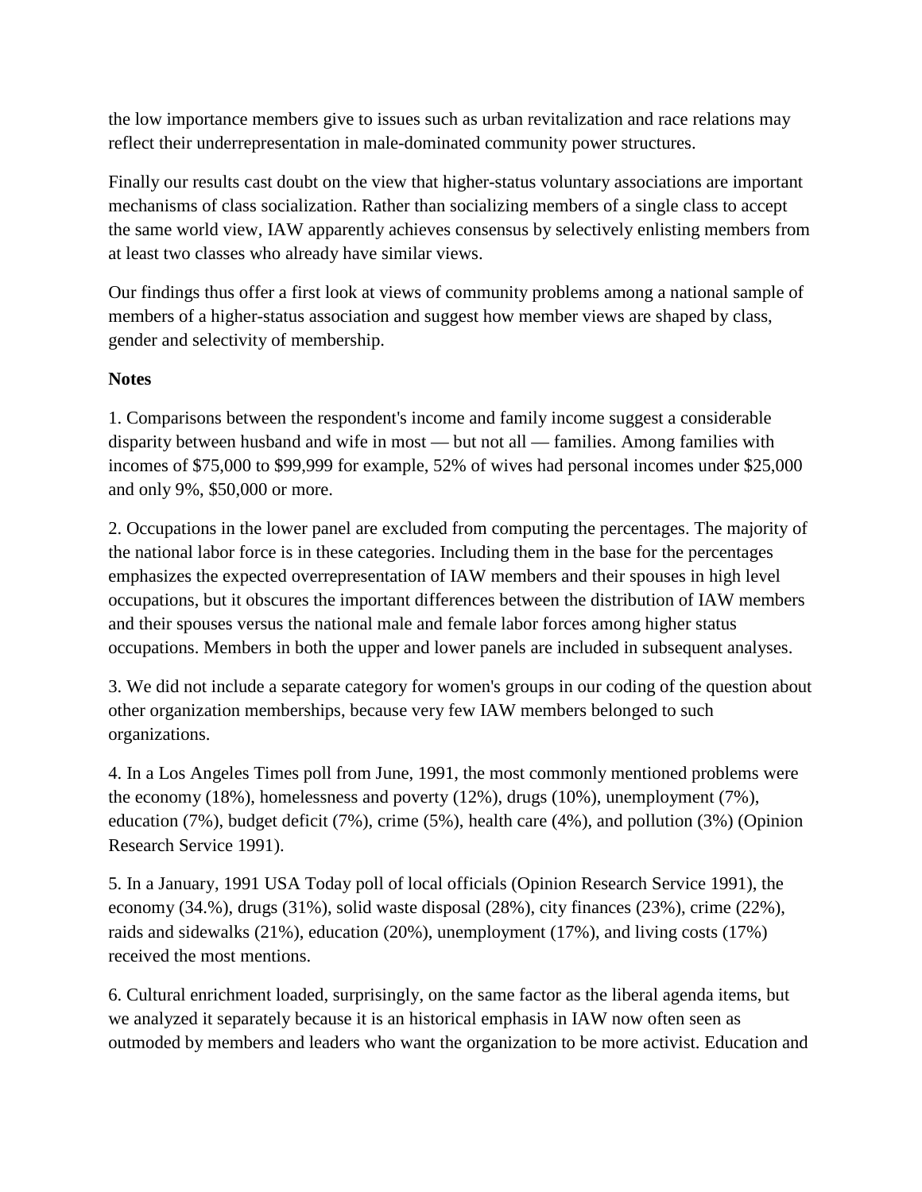the low importance members give to issues such as urban revitalization and race relations may reflect their underrepresentation in male-dominated community power structures.

Finally our results cast doubt on the view that higher-status voluntary associations are important mechanisms of class socialization. Rather than socializing members of a single class to accept the same world view, IAW apparently achieves consensus by selectively enlisting members from at least two classes who already have similar views.

Our findings thus offer a first look at views of community problems among a national sample of members of a higher-status association and suggest how member views are shaped by class, gender and selectivity of membership.

**Notes**

1. Comparisons between the respondent's income and family income suggest a considerable disparity between husband and wife in most — but not all — families. Among families with incomes of $75,000 to $99,999 for example, 52% of wives had personal incomes under $25,000 and only 9%, $50,000 or more.

2. Occupations in the lower panel are excluded from computing the percentages. The majority of the national labor force is in these categories. Including them in the base for the percentages emphasizes the expected overrepresentation of IAW members and their spouses in high level occupations, but it obscures the important differences between the distribution of IAW members and their spouses versus the national male and female labor forces among higher status occupations. Members in both the upper and lower panels are included in subsequent analyses.

3. We did not include a separate category for women's groups in our coding of the question about other organization memberships, because very few IAW members belonged to such organizations.

4. In a Los Angeles Times poll from June, 1991, the most commonly mentioned problems were the economy (18%), homelessness and poverty (12%), drugs (10%), unemployment (7%), education (7%), budget deficit (7%), crime (5%), health care (4%), and pollution (3%) (Opinion Research Service 1991).

5. In a January, 1991 USA Today poll of local officials (Opinion Research Service 1991), the economy (34.%), drugs (31%), solid waste disposal (28%), city finances (23%), crime (22%), raids and sidewalks (21%), education (20%), unemployment (17%), and living costs (17%) received the most mentions.

6. Cultural enrichment loaded, surprisingly, on the same factor as the liberal agenda items, but we analyzed it separately because it is an historical emphasis in IAW now often seen as outmoded by members and leaders who want the organization to be more activist. Education and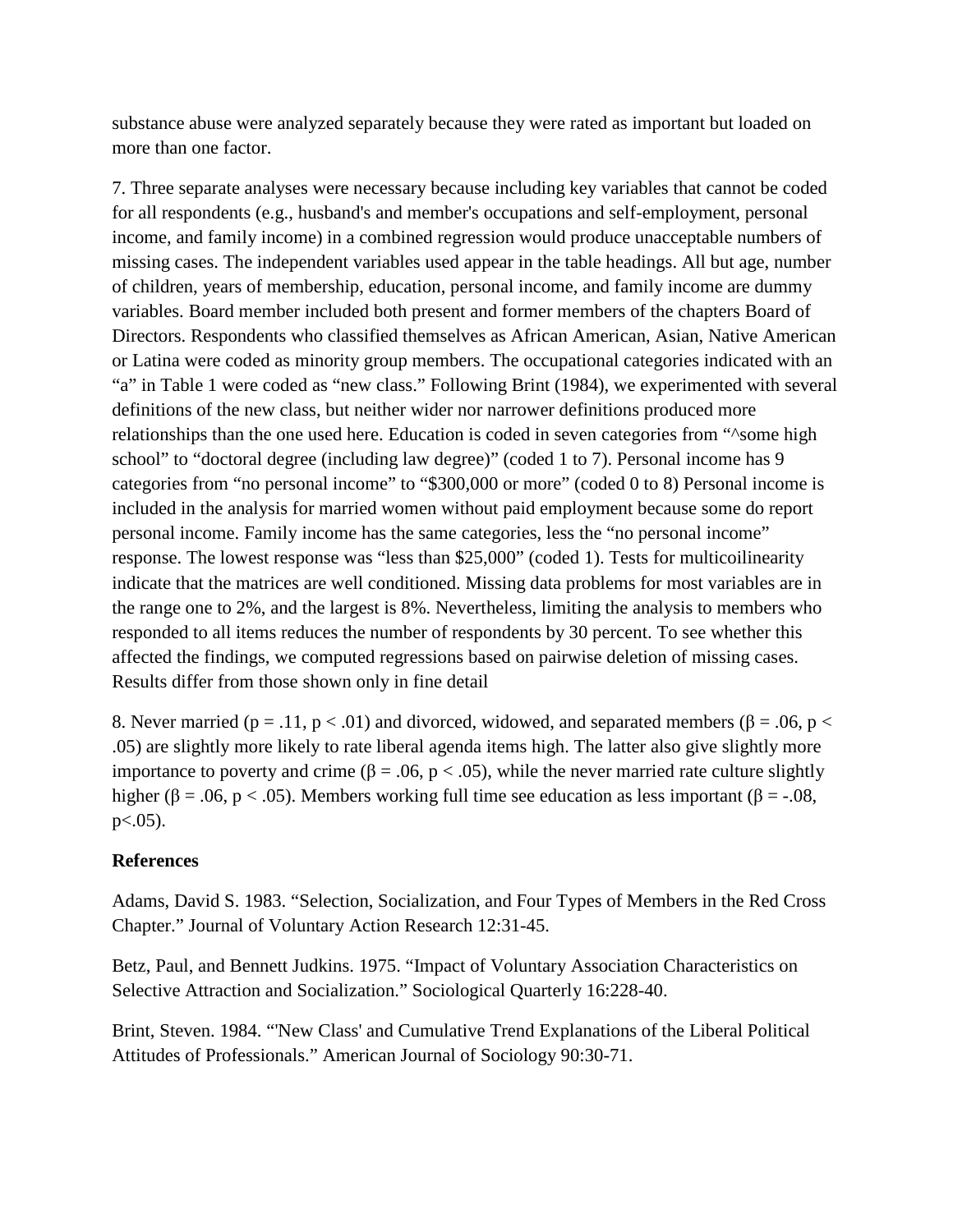substance abuse were analyzed separately because they were rated as important but loaded on more than one factor.

7. Three separate analyses were necessary because including key variables that cannot be coded for all respondents (e.g., husband's and member's occupations and self-employment, personal income, and family income) in a combined regression would produce unacceptable numbers of missing cases. The independent variables used appear in the table headings. All but age, number of children, years of membership, education, personal income, and family income are dummy variables. Board member included both present and former members of the chapters Board of Directors. Respondents who classified themselves as African American, Asian, Native American or Latina were coded as minority group members. The occupational categories indicated with an "a" in Table 1 were coded as "new class." Following Brint (1984), we experimented with several definitions of the new class, but neither wider nor narrower definitions produced more relationships than the one used here. Education is coded in seven categories from "^some high school" to "doctoral degree (including law degree)" (coded 1 to 7). Personal income has 9 categories from "no personal income" to "$300,000 or more" (coded 0 to 8) Personal income is included in the analysis for married women without paid employment because some do report personal income. Family income has the same categories, less the "no personal income" response. The lowest response was "less than $25,000" (coded 1). Tests for multicoilinearity indicate that the matrices are well conditioned. Missing data problems for most variables are in the range one to 2%, and the largest is 8%. Nevertheless, limiting the analysis to members who responded to all items reduces the number of respondents by 30 percent. To see whether this affected the findings, we computed regressions based on pairwise deletion of missing cases. Results differ from those shown only in fine detail

8. Never married ($p = .11$, $p < .01$) and divorced, widowed, and separated members ($\beta = .06$, $p < .05$) are slightly more likely to rate liberal agenda items high. The latter also give slightly more importance to poverty and crime ($\beta = .06$, $p < .05$), while the never married rate culture slightly higher ($\beta = .06$, $p < .05$). Members working full time see education as less important ($\beta = -.08$, $p<.05$).

**References**

Adams, David S. 1983. "Selection, Socialization, and Four Types of Members in the Red Cross Chapter." Journal of Voluntary Action Research 12:31-45.

Betz, Paul, and Bennett Judkins. 1975. "Impact of Voluntary Association Characteristics on Selective Attraction and Socialization." Sociological Quarterly 16:228-40.

Brint, Steven. 1984. "'New Class' and Cumulative Trend Explanations of the Liberal Political Attitudes of Professionals." American Journal of Sociology 90:30-71.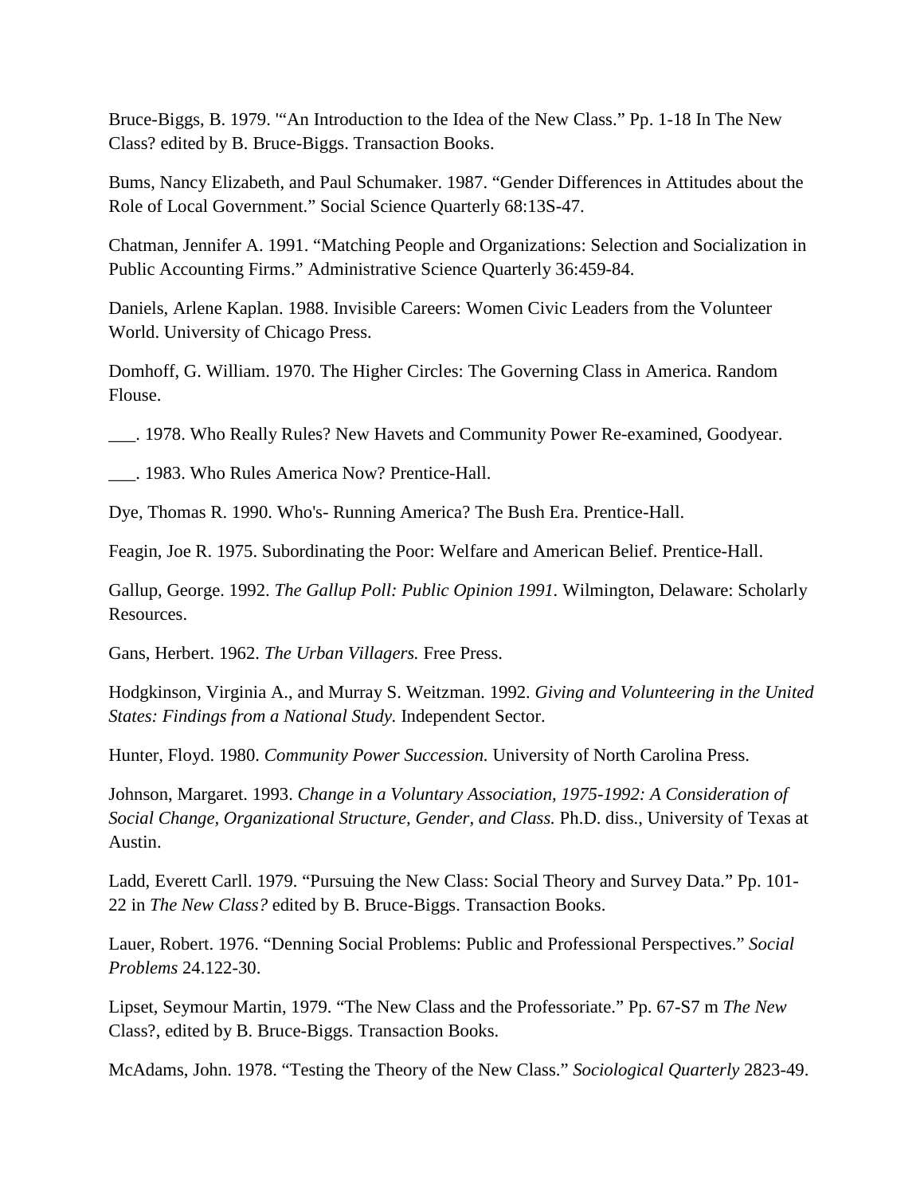Bruce-Biggs, B. 1979. '"An Introduction to the Idea of the New Class." Pp. 1-18 In The New Class? edited by B. Bruce-Biggs. Transaction Books.

Bums, Nancy Elizabeth, and Paul Schumaker. 1987. "Gender Differences in Attitudes about the Role of Local Government." Social Science Quarterly 68:13S-47.

Chatman, Jennifer A. 1991. "Matching People and Organizations: Selection and Socialization in Public Accounting Firms." Administrative Science Quarterly 36:459-84.

Daniels, Arlene Kaplan. 1988. Invisible Careers: Women Civic Leaders from the Volunteer World. University of Chicago Press.

Domhoff, G. William. 1970. The Higher Circles: The Governing Class in America. Random Flouse.

___. 1978. Who Really Rules? New Havets and Community Power Re-examined, Goodyear.

___. 1983. Who Rules America Now? Prentice-Hall.

Dye, Thomas R. 1990. Who's- Running America? The Bush Era. Prentice-Hall.

Feagin, Joe R. 1975. Subordinating the Poor: Welfare and American Belief. Prentice-Hall.

Gallup, George. 1992. *The Gallup Poll: Public Opinion 1991.* Wilmington, Delaware: Scholarly Resources.

Gans, Herbert. 1962. *The Urban Villagers.* Free Press.

Hodgkinson, Virginia A., and Murray S. Weitzman. 1992. *Giving and Volunteering in the United States: Findings from a National Study.* Independent Sector.

Hunter, Floyd. 1980. *Community Power Succession.* University of North Carolina Press.

Johnson, Margaret. 1993. *Change in a Voluntary Association, 1975-1992: A Consideration of Social Change, Organizational Structure, Gender, and Class.* Ph.D. diss., University of Texas at Austin.

Ladd, Everett Carll. 1979. "Pursuing the New Class: Social Theory and Survey Data." Pp. 101-22 in *The New Class?* edited by B. Bruce-Biggs. Transaction Books.

Lauer, Robert. 1976. "Denning Social Problems: Public and Professional Perspectives." *Social Problems* 24.122-30.

Lipset, Seymour Martin, 1979. "The New Class and the Professoriate." Pp. 67-S7 m *The New* Class?, edited by B. Bruce-Biggs. Transaction Books.

McAdams, John. 1978. "Testing the Theory of the New Class." *Sociological Quarterly* 2823-49.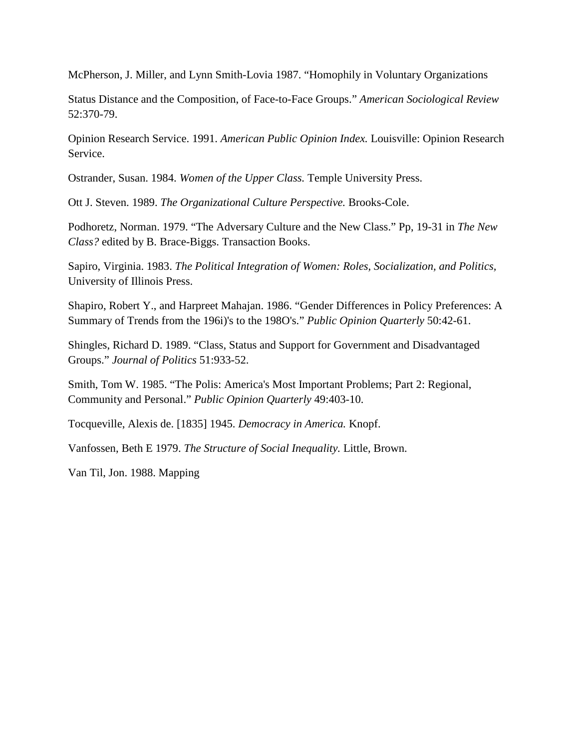McPherson, J. Miller, and Lynn Smith-Lovia 1987. “Homophily in Voluntary Organizations

Status Distance and the Composition, of Face-to-Face Groups.” *American Sociological Review* 52:370-79.

Opinion Research Service. 1991. *American Public Opinion Index.* Louisville: Opinion Research Service.

Ostrander, Susan. 1984. *Women of the Upper Class.* Temple University Press.

Ott J. Steven. 1989. *The Organizational Culture Perspective.* Brooks-Cole.

Podhoretz, Norman. 1979. “The Adversary Culture and the New Class.” Pp, 19-31 in *The New Class?* edited by B. Brace-Biggs. Transaction Books.

Sapiro, Virginia. 1983. *The Political Integration of Women: Roles, Socialization, and Politics,* University of Illinois Press.

Shapiro, Robert Y., and Harpreet Mahajan. 1986. “Gender Differences in Policy Preferences: A Summary of Trends from the 196i)'s to the 198O's.” *Public Opinion Quarterly* 50:42-61.

Shingles, Richard D. 1989. “Class, Status and Support for Government and Disadvantaged Groups.” *Journal of Politics* 51:933-52.

Smith, Tom W. 1985. “The Polis: America's Most Important Problems; Part 2: Regional, Community and Personal.” *Public Opinion Quarterly* 49:403-10.

Tocqueville, Alexis de. [1835] 1945. *Democracy in America.* Knopf.

Vanfossen, Beth E 1979. *The Structure of Social Inequality.* Little, Brown.

Van Til, Jon. 1988. Mapping